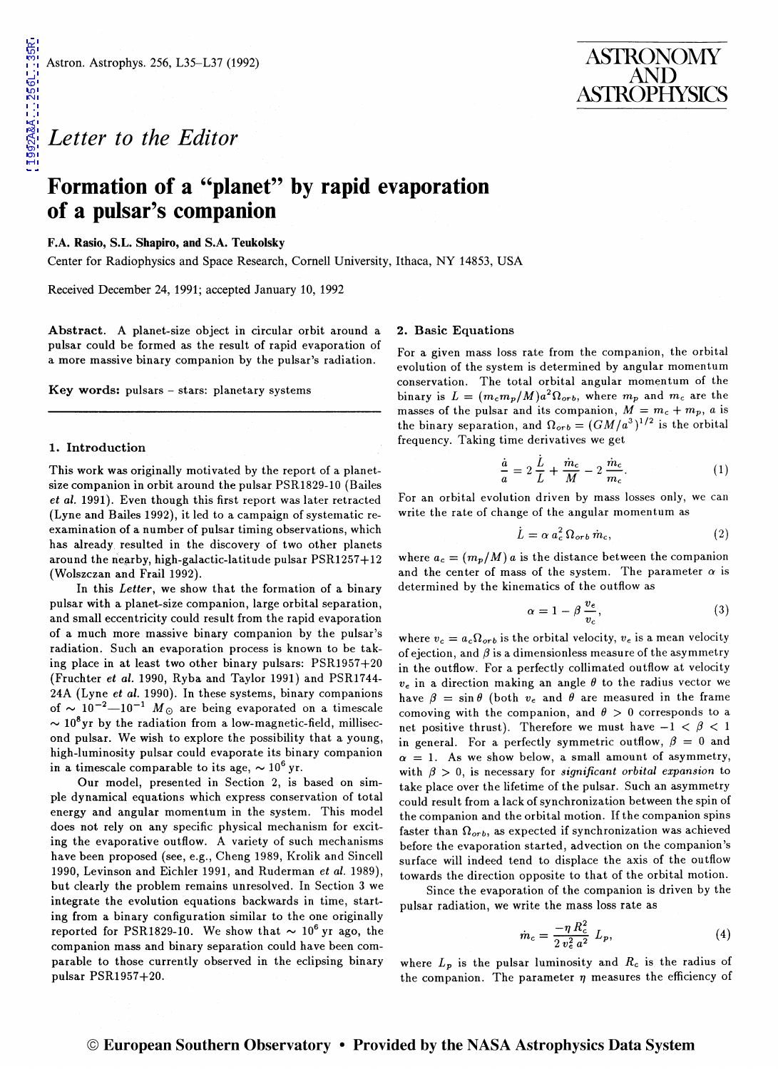*Letter to the Editor*

# Formation of a "planet" by rapid evaporation of a pulsar's companion

**F.A. Rasio, S.L. Shapiro, and S.A. Teukolsky**

Center for Radiophysics and Space Research, Cornell University, Ithaca, NY 14853, USA

Received December 24, 1991; accepted January 10, 1992

**Abstract.** A planet-size object in circular orbit around a pulsar could be formed as the result of rapid evaporation of a more massive binary companion by the pulsar's radiation.

**Key words:** pulsars – stars: planetary systems

## 1. Introduction

This work was originally motivated by the report of a planet-size companion in orbit around the pulsar PSR1829-10 (Bailes *et al.* 1991). Even though this first report was later retracted (Lyne and Bailes 1992), it led to a campaign of systematic re-examination of a number of pulsar timing observations, which has already resulted in the discovery of two other planets around the nearby, high-galactic-latitude pulsar PSR1257+12 (Wolszczan and Frail 1992).

In this *Letter*, we show that the formation of a binary pulsar with a planet-size companion, large orbital separation, and small eccentricity could result from the rapid evaporation of a much more massive binary companion by the pulsar's radiation. Such an evaporation process is known to be taking place in at least two other binary pulsars: PSR1957+20 (Fruchter *et al.* 1990, Ryba and Taylor 1991) and PSR1744-24A (Lyne *et al.* 1990). In these systems, binary companions of $\sim 10^{-2}$—$10^{-1}\ M_\odot$ are being evaporated on a timescale $\sim 10^8$yr by the radiation from a low-magnetic-field, millisecond pulsar. We wish to explore the possibility that a young, high-luminosity pulsar could evaporate its binary companion in a timescale comparable to its age, $\sim 10^6$ yr.

Our model, presented in Section 2, is based on simple dynamical equations which express conservation of total energy and angular momentum in the system. This model does not rely on any specific physical mechanism for exciting the evaporative outflow. A variety of such mechanisms have been proposed (see, e.g., Cheng 1989, Krolik and Sincell 1990, Levinson and Eichler 1991, and Ruderman *et al.* 1989), but clearly the problem remains unresolved. In Section 3 we integrate the evolution equations backwards in time, starting from a binary configuration similar to the one originally reported for PSR1829-10. We show that $\sim 10^6$ yr ago, the companion mass and binary separation could have been comparable to those currently observed in the eclipsing binary pulsar PSR1957+20.

## 2. Basic Equations

For a given mass loss rate from the companion, the orbital evolution of the system is determined by angular momentum conservation. The total orbital angular momentum of the binary is $L = (m_c m_p/M)a^2\Omega_{orb}$, where $m_p$ and $m_c$ are the masses of the pulsar and its companion, $M = m_c + m_p$, $a$ is the binary separation, and $\Omega_{orb} = (GM/a^3)^{1/2}$ is the orbital frequency. Taking time derivatives we get

$$\frac{\dot{a}}{a} = 2\,\frac{\dot{L}}{L} + \frac{\dot{m}_c}{M} - 2\,\frac{\dot{m}_c}{m_c}. \tag{1}$$

For an orbital evolution driven by mass losses only, we can write the rate of change of the angular momentum as

$$\dot{L} = \alpha\, a_c^2\, \Omega_{orb}\, \dot{m}_c, \tag{2}$$

where $a_c = (m_p/M)\,a$ is the distance between the companion and the center of mass of the system. The parameter $\alpha$ is determined by the kinematics of the outflow as

$$\alpha = 1 - \beta\,\frac{v_e}{v_c}, \tag{3}$$

where $v_c = a_c\Omega_{orb}$ is the orbital velocity, $v_e$ is a mean velocity of ejection, and $\beta$ is a dimensionless measure of the asymmetry in the outflow. For a perfectly collimated outflow at velocity $v_e$ in a direction making an angle $\theta$ to the radius vector we have $\beta = \sin\theta$ (both $v_e$ and $\theta$ are measured in the frame comoving with the companion, and $\theta > 0$ corresponds to a net positive thrust). Therefore we must have $-1 < \beta < 1$ in general. For a perfectly symmetric outflow, $\beta = 0$ and $\alpha = 1$. As we show below, a small amount of asymmetry, with $\beta > 0$, is necessary for *significant orbital expansion* to take place over the lifetime of the pulsar. Such an asymmetry could result from a lack of synchronization between the spin of the companion and the orbital motion. If the companion spins faster than $\Omega_{orb}$, as expected if synchronization was achieved before the evaporation started, advection on the companion's surface will indeed tend to displace the axis of the outflow towards the direction opposite to that of the orbital motion.

Since the evaporation of the companion is driven by the pulsar radiation, we write the mass loss rate as

$$\dot{m}_c = \frac{-\eta\, R_c^2}{2\, v_e^2\, a^2}\, L_p, \tag{4}$$

where $L_p$ is the pulsar luminosity and $R_c$ is the radius of the companion. The parameter $\eta$ measures the efficiency of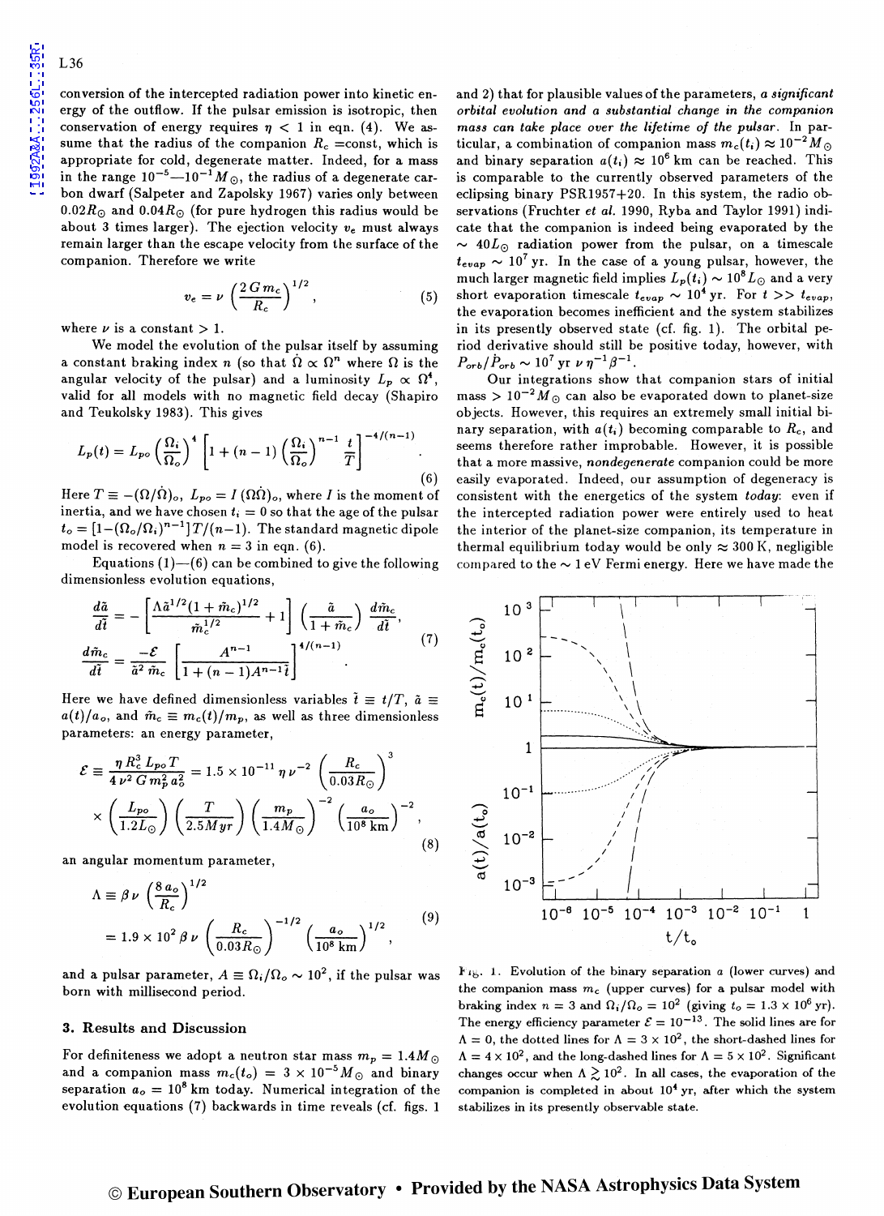conversion of the intercepted radiation power into kinetic energy of the outflow. If the pulsar emission is isotropic, then conservation of energy requires $\eta < 1$ in eqn. (4). We assume that the radius of the companion $R_c$ =const, which is appropriate for cold, degenerate matter. Indeed, for a mass in the range $10^{-5}$—$10^{-1} M_\odot$, the radius of a degenerate carbon dwarf (Salpeter and Zapolsky 1967) varies only between $0.02 R_\odot$ and $0.04 R_\odot$ (for pure hydrogen this radius would be about 3 times larger). The ejection velocity $v_e$ must always remain larger than the escape velocity from the surface of the companion. Therefore we write

$$v_e = \nu \left( \frac{2\,G\,m_c}{R_c} \right)^{1/2}, \tag{5}$$

where $\nu$ is a constant $> 1$.

We model the evolution of the pulsar itself by assuming a constant braking index $n$ (so that $\dot{\Omega} \propto \Omega^n$ where $\Omega$ is the angular velocity of the pulsar) and a luminosity $L_p \propto \Omega^4$, valid for all models with no magnetic field decay (Shapiro and Teukolsky 1983). This gives

$$L_p(t) = L_{po} \left( \frac{\Omega_i}{\Omega_o} \right)^4 \left[ 1 + (n-1) \left( \frac{\Omega_i}{\Omega_o} \right)^{n-1} \frac{t}{T} \right]^{-4/(n-1)}. \tag{6}$$

Here $T \equiv -(\Omega/\dot{\Omega})_o$, $L_{po} = I\,(\Omega\dot{\Omega})_o$, where $I$ is the moment of inertia, and we have chosen $t_i = 0$ so that the age of the pulsar $t_o = [1-(\Omega_o/\Omega_i)^{n-1}]\,T/(n-1)$. The standard magnetic dipole model is recovered when $n = 3$ in eqn. (6).

Equations (1)—(6) can be combined to give the following dimensionless evolution equations,

$$\frac{d\tilde{a}}{d\tilde{t}} = -\left[ \frac{\Lambda \tilde{a}^{1/2} (1+\tilde{m}_c)^{1/2}}{\tilde{m}_c^{1/2}} + 1 \right] \left( \frac{\tilde{a}}{1+\tilde{m}_c} \right) \frac{d\tilde{m}_c}{d\tilde{t}},$$
$$\frac{d\tilde{m}_c}{d\tilde{t}} = \frac{-\mathcal{E}}{\tilde{a}^2\,\tilde{m}_c} \left[ \frac{A^{n-1}}{1+(n-1)A^{n-1}\tilde{t}} \right]^{4/(n-1)}. \tag{7}$$

Here we have defined dimensionless variables $\tilde{t} \equiv t/T$, $\tilde{a} \equiv a(t)/a_o$, and $\tilde{m}_c \equiv m_c(t)/m_p$, as well as three dimensionless parameters: an energy parameter,

$$\mathcal{E} \equiv \frac{\eta\, R_c^3\, L_{po}\, T}{4\,\nu^2\, G\, m_p^2\, a_o^2} = 1.5 \times 10^{-11}\, \eta\, \nu^{-2} \left( \frac{R_c}{0.03 R_\odot} \right)^3$$
$$\times \left( \frac{L_{po}}{1.2 L_\odot} \right) \left( \frac{T}{2.5 Myr} \right) \left( \frac{m_p}{1.4 M_\odot} \right)^{-2} \left( \frac{a_o}{10^8\,\mathrm{km}} \right)^{-2}, \tag{8}$$

an angular momentum parameter,

$$\Lambda \equiv \beta\,\nu \left( \frac{8\,a_o}{R_c} \right)^{1/2}$$
$$= 1.9 \times 10^2\, \beta\,\nu \left( \frac{R_c}{0.03 R_\odot} \right)^{-1/2} \left( \frac{a_o}{10^8\,\mathrm{km}} \right)^{1/2}, \tag{9}$$

and a pulsar parameter, $A \equiv \Omega_i/\Omega_o \sim 10^2$, if the pulsar was born with millisecond period.

## 3. Results and Discussion

For definiteness we adopt a neutron star mass $m_p = 1.4 M_\odot$ and a companion mass $m_c(t_o) = 3 \times 10^{-5} M_\odot$ and binary separation $a_o = 10^8$ km today. Numerical integration of the evolution equations (7) backwards in time reveals (cf. figs. 1 and 2) that for plausible values of the parameters, *a significant orbital evolution and a substantial change in the companion mass can take place over the lifetime of the pulsar*. In particular, a combination of companion mass $m_c(t_i) \approx 10^{-2} M_\odot$ and binary separation $a(t_i) \approx 10^6$ km can be reached. This is comparable to the currently observed parameters of the eclipsing binary PSR1957+20. In this system, the radio observations (Fruchter *et al.* 1990, Ryba and Taylor 1991) indicate that the companion is indeed being evaporated by the $\sim 40 L_\odot$ radiation power from the pulsar, on a timescale $t_{evap} \sim 10^7$ yr. In the case of a young pulsar, however, the much larger magnetic field implies $L_p(t_i) \sim 10^8 L_\odot$ and a very short evaporation timescale $t_{evap} \sim 10^4$ yr. For $t >> t_{evap}$, the evaporation becomes inefficient and the system stabilizes in its presently observed state (cf. fig. 1). The orbital period derivative should still be positive today, however, with $P_{orb}/\dot{P}_{orb} \sim 10^7\,\mathrm{yr}\,\nu\,\eta^{-1}\beta^{-1}$.

Our integrations show that companion stars of initial mass $> 10^{-2} M_\odot$ can also be evaporated down to planet-size objects. However, this requires an extremely small initial binary separation, with $a(t_i)$ becoming comparable to $R_c$, and seems therefore rather improbable. However, it is possible that a more massive, *nondegenerate* companion could be more easily evaporated. Indeed, our assumption of degeneracy is consistent with the energetics of the system *today*: even if the intercepted radiation power were entirely used to heat the interior of the planet-size companion, its temperature in thermal equilibrium today would be only $\approx 300$ K, negligible compared to the $\sim 1$ eV Fermi energy. Here we have made the

Fig. 1. Evolution of the binary separation $a$ (lower curves) and the companion mass $m_c$ (upper curves) for a pulsar model with braking index $n = 3$ and $\Omega_i/\Omega_o = 10^2$ (giving $t_o = 1.3 \times 10^6$ yr). The energy efficiency parameter $\mathcal{E} = 10^{-13}$. The solid lines are for $\Lambda = 0$, the dotted lines for $\Lambda = 3 \times 10^2$, the short-dashed lines for $\Lambda = 4 \times 10^2$, and the long-dashed lines for $\Lambda = 5 \times 10^2$. Significant changes occur when $\Lambda \gtrsim 10^2$. In all cases, the evaporation of the companion is completed in about $10^4$ yr, after which the system stabilizes in its presently observable state.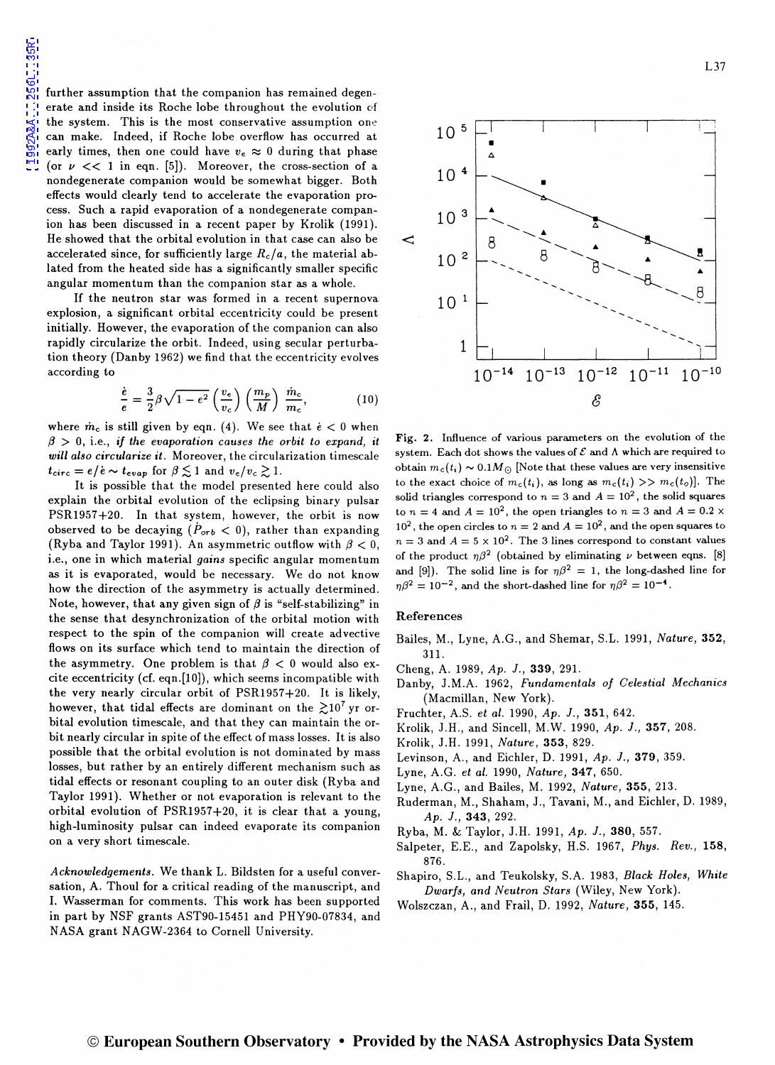further assumption that the companion has remained degenerate and inside its Roche lobe throughout the evolution of the system. This is the most conservative assumption one can make. Indeed, if Roche lobe overflow has occurred at early times, then one could have $v_e \approx 0$ during that phase (or $\nu << 1$ in eqn. [5]). Moreover, the cross-section of a nondegenerate companion would be somewhat bigger. Both effects would clearly tend to accelerate the evaporation process. Such a rapid evaporation of a nondegenerate companion has been discussed in a recent paper by Krolik (1991). He showed that the orbital evolution in that case can also be accelerated since, for sufficiently large $R_c/a$, the material ablated from the heated side has a significantly smaller specific angular momentum than the companion star as a whole.

If the neutron star was formed in a recent supernova explosion, a significant orbital eccentricity could be present initially. However, the evaporation of the companion can also rapidly circularize the orbit. Indeed, using secular perturbation theory (Danby 1962) we find that the eccentricity evolves according to

$$\frac{\dot{e}}{e} = \frac{3}{2}\beta\sqrt{1-e^2}\left(\frac{v_e}{v_c}\right)\left(\frac{m_p}{M}\right)\frac{\dot{m}_c}{m_c}, \tag{10}$$

where $\dot{m}_c$ is still given by eqn. (4). We see that $\dot{e} < 0$ when $\beta > 0$, i.e., *if the evaporation causes the orbit to expand, it will also circularize it*. Moreover, the circularization timescale $t_{circ} = e/\dot{e} \sim t_{evap}$ for $\beta \lesssim 1$ and $v_e/v_c \gtrsim 1$.

It is possible that the model presented here could also explain the orbital evolution of the eclipsing binary pulsar PSR1957+20. In that system, however, the orbit is now observed to be decaying ($\dot{P}_{orb} < 0$), rather than expanding (Ryba and Taylor 1991). An asymmetric outflow with $\beta < 0$, i.e., one in which material *gains* specific angular momentum as it is evaporated, would be necessary. We do not know how the direction of the asymmetry is actually determined. Note, however, that any given sign of $\beta$ is "self-stabilizing" in the sense that desynchronization of the orbital motion with respect to the spin of the companion will create advective flows on its surface which tend to maintain the direction of the asymmetry. One problem is that $\beta < 0$ would also excite eccentricity (cf. eqn.[10]), which seems incompatible with the very nearly circular orbit of PSR1957+20. It is likely, however, that tidal effects are dominant on the $\gtrsim 10^7$ yr orbital evolution timescale, and that they can maintain the orbit nearly circular in spite of the effect of mass losses. It is also possible that the orbital evolution is not dominated by mass losses, but rather by an entirely different mechanism such as tidal effects or resonant coupling to an outer disk (Ryba and Taylor 1991). Whether or not evaporation is relevant to the orbital evolution of PSR1957+20, it is clear that a young, high-luminosity pulsar can indeed evaporate its companion on a very short timescale.

*Acknowledgements*. We thank L. Bildsten for a useful conversation, A. Thoul for a critical reading of the manuscript, and I. Wasserman for comments. This work has been supported in part by NSF grants AST90-15451 and PHY90-07834, and NASA grant NAGW-2364 to Cornell University.

Λ

$10^5$ $10^4$ $10^3$ $10^2$ $10^1$ 1

$10^{-14}$ $10^{-13}$ $10^{-12}$ $10^{-11}$ $10^{-10}$

$\mathcal{E}$

**Fig. 2.** Influence of various parameters on the evolution of the system. Each dot shows the values of $\mathcal{E}$ and $\Lambda$ which are required to obtain $m_c(t_i) \sim 0.1 M_\odot$ [Note that these values are very insensitive to the exact choice of $m_c(t_i)$, as long as $m_c(t_i) >> m_c(t_o)$]. The solid triangles correspond to $n = 3$ and $A = 10^2$, the solid squares to $n = 4$ and $A = 10^2$, the open triangles to $n = 3$ and $A = 0.2 \times 10^2$, the open circles to $n = 2$ and $A = 10^2$, and the open squares to $n = 3$ and $A = 5 \times 10^2$. The 3 lines correspond to constant values of the product $\eta\beta^2$ (obtained by eliminating $\nu$ between eqns. [8] and [9]). The solid line is for $\eta\beta^2 = 1$, the long-dashed line for $\eta\beta^2 = 10^{-2}$, and the short-dashed line for $\eta\beta^2 = 10^{-4}$.

## References

Bailes, M., Lyne, A.G., and Shemar, S.L. 1991, *Nature*, **352**, 311.

Cheng, A. 1989, *Ap. J.*, **339**, 291.

Danby, J.M.A. 1962, *Fundamentals of Celestial Mechanics* (Macmillan, New York).

Fruchter, A.S. *et al.* 1990, *Ap. J.*, **351**, 642.

Krolik, J.H., and Sincell, M.W. 1990, *Ap. J.*, **357**, 208.

Krolik, J.H. 1991, *Nature*, **353**, 829.

Levinson, A., and Eichler, D. 1991, *Ap. J.*, **379**, 359.

Lyne, A.G. *et al.* 1990, *Nature*, **347**, 650.

Lyne, A.G., and Bailes, M. 1992, *Nature*, **355**, 213.

Ruderman, M., Shaham, J., Tavani, M., and Eichler, D. 1989, *Ap. J.*, **343**, 292.

Ryba, M. & Taylor, J.H. 1991, *Ap. J.*, **380**, 557.

Salpeter, E.E., and Zapolsky, H.S. 1967, *Phys. Rev.*, **158**, 876.

Shapiro, S.L., and Teukolsky, S.A. 1983, *Black Holes, White Dwarfs, and Neutron Stars* (Wiley, New York).

Wolszczan, A., and Frail, D. 1992, *Nature*, **355**, 145.